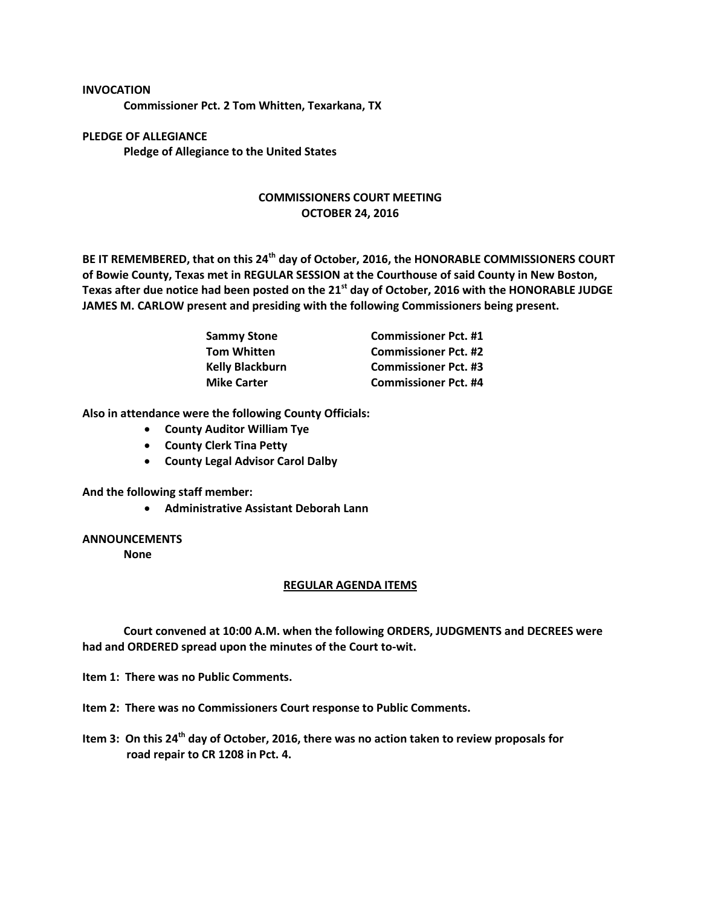**INVOCATION**

**Commissioner Pct. 2 Tom Whitten, Texarkana, TX**

**PLEDGE OF ALLEGIANCE**

**Pledge of Allegiance to the United States**

**COMMISSIONERS COURT MEETING**
**OCTOBER 24, 2016**

**BE IT REMEMBERED, that on this 24th day of October, 2016, the HONORABLE COMMISSIONERS COURT of Bowie County, Texas met in REGULAR SESSION at the Courthouse of said County in New Boston, Texas after due notice had been posted on the 21st day of October, 2016 with the HONORABLE JUDGE JAMES M. CARLOW present and presiding with the following Commissioners being present.**

| | |
|---|---|
| **Sammy Stone** | **Commissioner Pct. #1** |
| **Tom Whitten** | **Commissioner Pct. #2** |
| **Kelly Blackburn** | **Commissioner Pct. #3** |
| **Mike Carter** | **Commissioner Pct. #4** |

**Also in attendance were the following County Officials:**

- **County Auditor William Tye**
- **County Clerk Tina Petty**
- **County Legal Advisor Carol Dalby**

**And the following staff member:**

- **Administrative Assistant Deborah Lann**

**ANNOUNCEMENTS**

**None**

**REGULAR AGENDA ITEMS**

**Court convened at 10:00 A.M. when the following ORDERS, JUDGMENTS and DECREES were had and ORDERED spread upon the minutes of the Court to-wit.**

**Item 1: There was no Public Comments.**

**Item 2: There was no Commissioners Court response to Public Comments.**

**Item 3: On this 24th day of October, 2016, there was no action taken to review proposals for road repair to CR 1208 in Pct. 4.**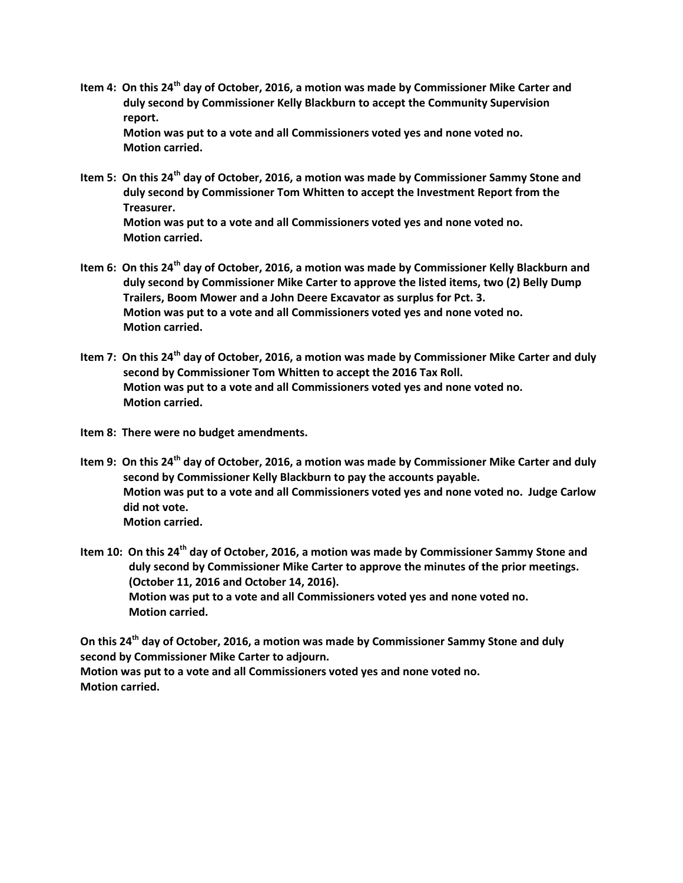**Item 4: On this 24th day of October, 2016, a motion was made by Commissioner Mike Carter and duly second by Commissioner Kelly Blackburn to accept the Community Supervision report.**
**Motion was put to a vote and all Commissioners voted yes and none voted no.**
**Motion carried.**

**Item 5: On this 24th day of October, 2016, a motion was made by Commissioner Sammy Stone and duly second by Commissioner Tom Whitten to accept the Investment Report from the Treasurer.**
**Motion was put to a vote and all Commissioners voted yes and none voted no.**
**Motion carried.**

**Item 6: On this 24th day of October, 2016, a motion was made by Commissioner Kelly Blackburn and duly second by Commissioner Mike Carter to approve the listed items, two (2) Belly Dump Trailers, Boom Mower and a John Deere Excavator as surplus for Pct. 3.**
**Motion was put to a vote and all Commissioners voted yes and none voted no.**
**Motion carried.**

**Item 7: On this 24th day of October, 2016, a motion was made by Commissioner Mike Carter and duly second by Commissioner Tom Whitten to accept the 2016 Tax Roll.**
**Motion was put to a vote and all Commissioners voted yes and none voted no.**
**Motion carried.**

**Item 8: There were no budget amendments.**

**Item 9: On this 24th day of October, 2016, a motion was made by Commissioner Mike Carter and duly second by Commissioner Kelly Blackburn to pay the accounts payable.**
**Motion was put to a vote and all Commissioners voted yes and none voted no. Judge Carlow did not vote.**
**Motion carried.**

**Item 10: On this 24th day of October, 2016, a motion was made by Commissioner Sammy Stone and duly second by Commissioner Mike Carter to approve the minutes of the prior meetings. (October 11, 2016 and October 14, 2016).**
**Motion was put to a vote and all Commissioners voted yes and none voted no.**
**Motion carried.**

**On this 24th day of October, 2016, a motion was made by Commissioner Sammy Stone and duly second by Commissioner Mike Carter to adjourn.**
**Motion was put to a vote and all Commissioners voted yes and none voted no.**
**Motion carried.**